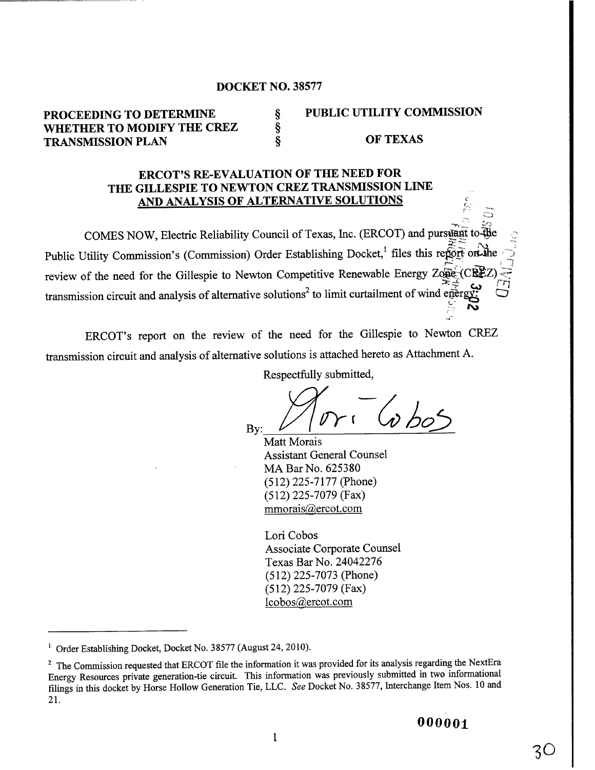**DOCKET NO. 38577**

| | | |
|---|---|---|
| **PROCEEDING TO DETERMINE** | § | **PUBLIC UTILITY COMMISSION** |
| **WHETHER TO MODIFY THE CREZ** | § | |
| **TRANSMISSION PLAN** | § | **OF TEXAS** |

**ERCOT'S RE-EVALUATION OF THE NEED FOR THE GILLESPIE TO NEWTON CREZ TRANSMISSION LINE AND ANALYSIS OF ALTERNATIVE SOLUTIONS**

COMES NOW, Electric Reliability Council of Texas, Inc. (ERCOT) and pursuant to the Public Utility Commission's (Commission) Order Establishing Docket,[1] files this report on the review of the need for the Gillespie to Newton Competitive Renewable Energy Zone (CREZ) transmission circuit and analysis of alternative solutions[2] to limit curtailment of wind energy.

ERCOT's report on the review of the need for the Gillespie to Newton CREZ transmission circuit and analysis of alternative solutions is attached hereto as Attachment A.

Respectfully submitted,

By: ______________________

Matt Morais
Assistant General Counsel
MA Bar No. 625380
(512) 225-7177 (Phone)
(512) 225-7079 (Fax)
mmorais@ercot.com

Lori Cobos
Associate Corporate Counsel
Texas Bar No. 24042276
(512) 225-7073 (Phone)
(512) 225-7079 (Fax)
lcobos@ercot.com

---

[1] Order Establishing Docket, Docket No. 38577 (August 24, 2010).

[2] The Commission requested that ERCOT file the information it was provided for its analysis regarding the NextEra Energy Resources private generation-tie circuit. This information was previously submitted in two informational filings in this docket by Horse Hollow Generation Tie, LLC. *See* Docket No. 38577, Interchange Item Nos. 10 and 21.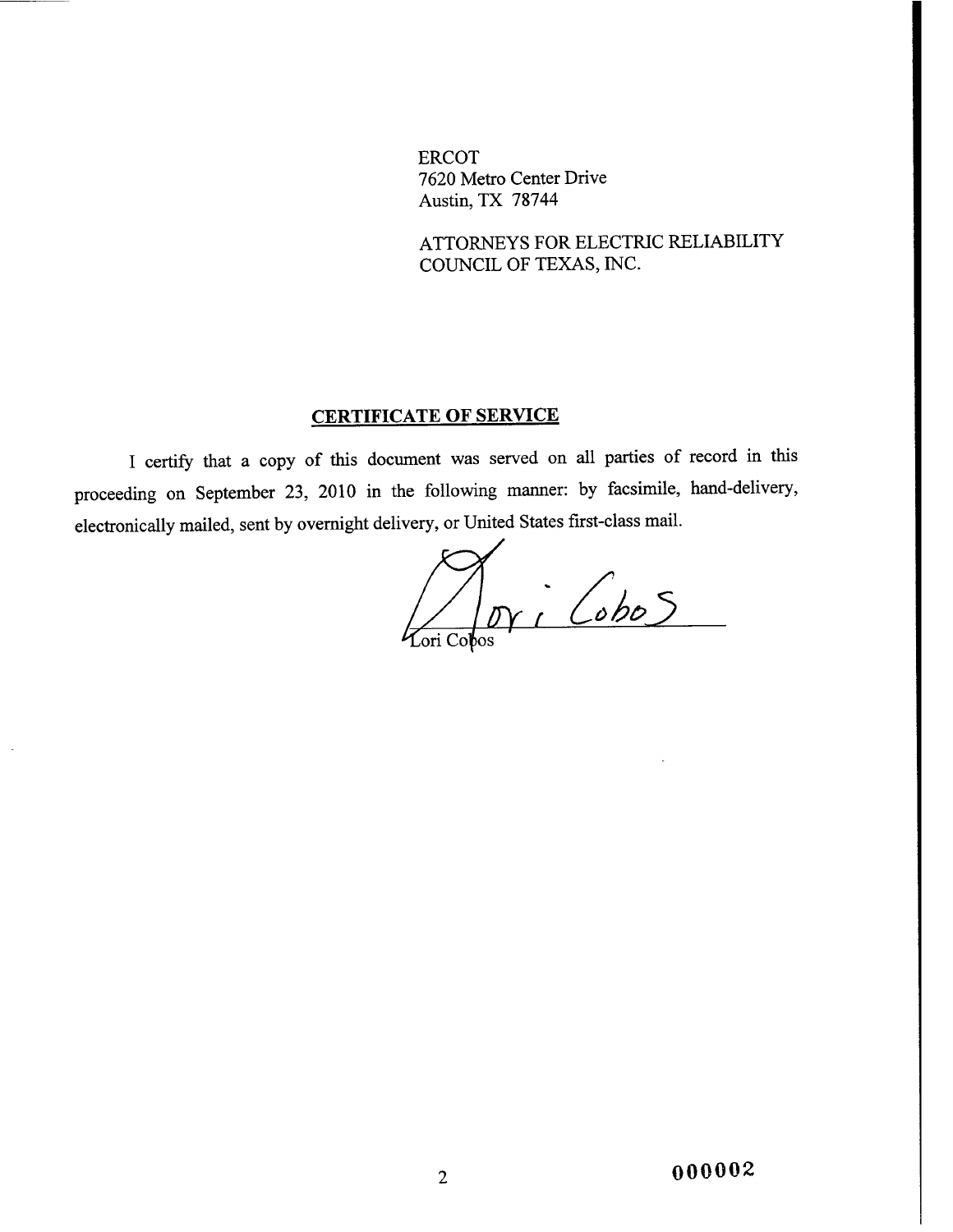ERCOT
7620 Metro Center Drive
Austin, TX 78744

ATTORNEYS FOR ELECTRIC RELIABILITY COUNCIL OF TEXAS, INC.

## CERTIFICATE OF SERVICE

I certify that a copy of this document was served on all parties of record in this proceeding on September 23, 2010 in the following manner: by facsimile, hand-delivery, electronically mailed, sent by overnight delivery, or United States first-class mail.

Lori Cobos

Lori Cobos

000002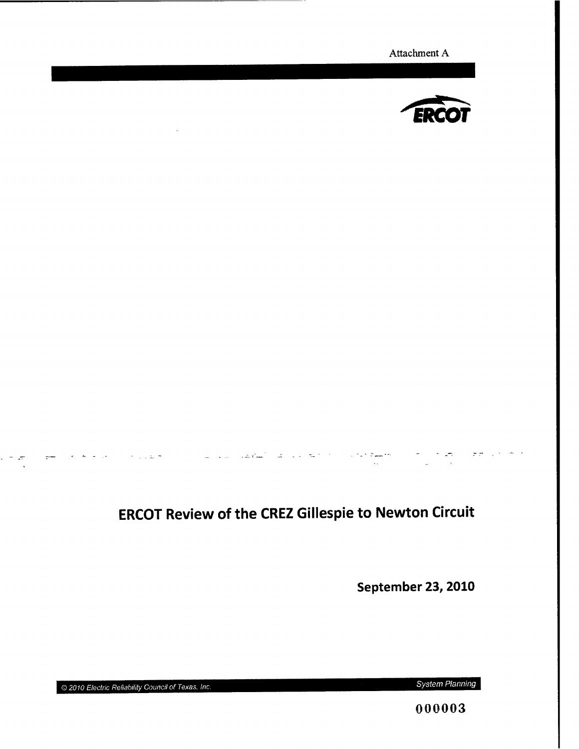Attachment A

ERCOT

# ERCOT Review of the CREZ Gillespie to Newton Circuit

**September 23, 2010**

© 2010 Electric Reliability Council of Texas, Inc.

System Planning

000003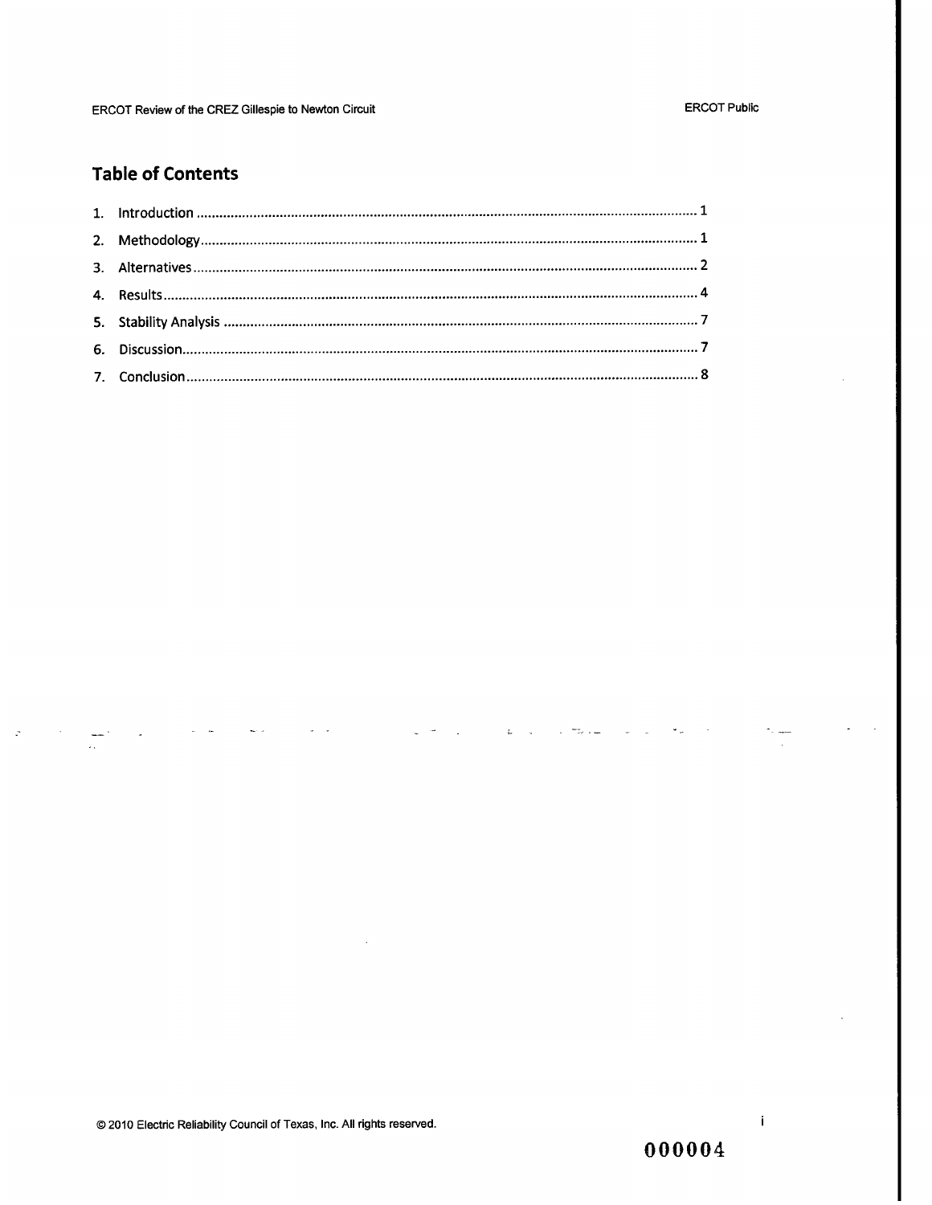## Table of Contents

1. Introduction ........................................................................................................................................ 1
2. Methodology........................................................................................................................................ 1
3. Alternatives.......................................................................................................................................... 2
4. Results.................................................................................................................................................. 4
5. Stability Analysis .................................................................................................................................. 7
6. Discussion............................................................................................................................................. 7
7. Conclusion............................................................................................................................................ 8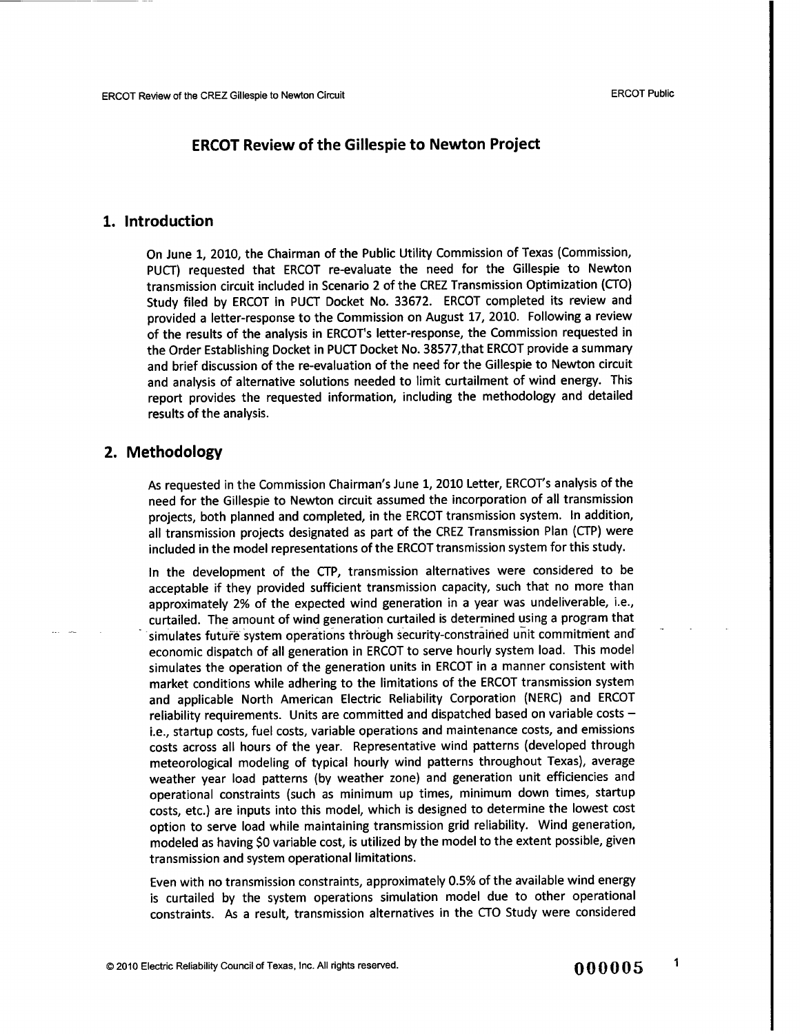# ERCOT Review of the Gillespie to Newton Project

## 1. Introduction

On June 1, 2010, the Chairman of the Public Utility Commission of Texas (Commission, PUCT) requested that ERCOT re-evaluate the need for the Gillespie to Newton transmission circuit included in Scenario 2 of the CREZ Transmission Optimization (CTO) Study filed by ERCOT in PUCT Docket No. 33672. ERCOT completed its review and provided a letter-response to the Commission on August 17, 2010. Following a review of the results of the analysis in ERCOT's letter-response, the Commission requested in the Order Establishing Docket in PUCT Docket No. 38577,that ERCOT provide a summary and brief discussion of the re-evaluation of the need for the Gillespie to Newton circuit and analysis of alternative solutions needed to limit curtailment of wind energy. This report provides the requested information, including the methodology and detailed results of the analysis.

## 2. Methodology

As requested in the Commission Chairman's June 1, 2010 Letter, ERCOT's analysis of the need for the Gillespie to Newton circuit assumed the incorporation of all transmission projects, both planned and completed, in the ERCOT transmission system. In addition, all transmission projects designated as part of the CREZ Transmission Plan (CTP) were included in the model representations of the ERCOT transmission system for this study.

In the development of the CTP, transmission alternatives were considered to be acceptable if they provided sufficient transmission capacity, such that no more than approximately 2% of the expected wind generation in a year was undeliverable, i.e., curtailed. The amount of wind generation curtailed is determined using a program that simulates future system operations through security-constrained unit commitment and economic dispatch of all generation in ERCOT to serve hourly system load. This model simulates the operation of the generation units in ERCOT in a manner consistent with market conditions while adhering to the limitations of the ERCOT transmission system and applicable North American Electric Reliability Corporation (NERC) and ERCOT reliability requirements. Units are committed and dispatched based on variable costs – i.e., startup costs, fuel costs, variable operations and maintenance costs, and emissions costs across all hours of the year. Representative wind patterns (developed through meteorological modeling of typical hourly wind patterns throughout Texas), average weather year load patterns (by weather zone) and generation unit efficiencies and operational constraints (such as minimum up times, minimum down times, startup costs, etc.) are inputs into this model, which is designed to determine the lowest cost option to serve load while maintaining transmission grid reliability. Wind generation, modeled as having $0 variable cost, is utilized by the model to the extent possible, given transmission and system operational limitations.

Even with no transmission constraints, approximately 0.5% of the available wind energy is curtailed by the system operations simulation model due to other operational constraints. As a result, transmission alternatives in the CTO Study were considered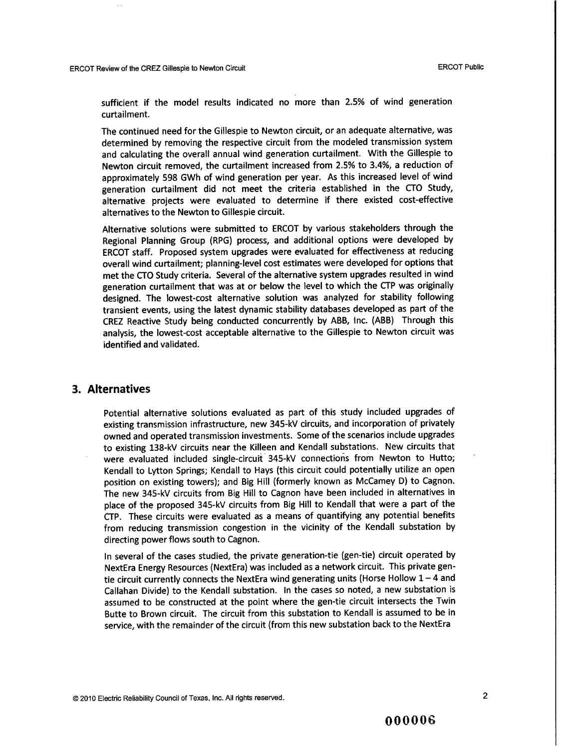sufficient if the model results indicated no more than 2.5% of wind generation curtailment.

The continued need for the Gillespie to Newton circuit, or an adequate alternative, was determined by removing the respective circuit from the modeled transmission system and calculating the overall annual wind generation curtailment. With the Gillespie to Newton circuit removed, the curtailment increased from 2.5% to 3.4%, a reduction of approximately 598 GWh of wind generation per year. As this increased level of wind generation curtailment did not meet the criteria established in the CTO Study, alternative projects were evaluated to determine if there existed cost-effective alternatives to the Newton to Gillespie circuit.

Alternative solutions were submitted to ERCOT by various stakeholders through the Regional Planning Group (RPG) process, and additional options were developed by ERCOT staff. Proposed system upgrades were evaluated for effectiveness at reducing overall wind curtailment; planning-level cost estimates were developed for options that met the CTO Study criteria. Several of the alternative system upgrades resulted in wind generation curtailment that was at or below the level to which the CTP was originally designed. The lowest-cost alternative solution was analyzed for stability following transient events, using the latest dynamic stability databases developed as part of the CREZ Reactive Study being conducted concurrently by ABB, Inc. (ABB) Through this analysis, the lowest-cost acceptable alternative to the Gillespie to Newton circuit was identified and validated.

## 3. Alternatives

Potential alternative solutions evaluated as part of this study included upgrades of existing transmission infrastructure, new 345-kV circuits, and incorporation of privately owned and operated transmission investments. Some of the scenarios include upgrades to existing 138-kV circuits near the Killeen and Kendall substations. New circuits that were evaluated included single-circuit 345-kV connections from Newton to Hutto; Kendall to Lytton Springs; Kendall to Hays (this circuit could potentially utilize an open position on existing towers); and Big Hill (formerly known as McCamey D) to Cagnon. The new 345-kV circuits from Big Hill to Cagnon have been included in alternatives in place of the proposed 345-kV circuits from Big Hill to Kendall that were a part of the CTP. These circuits were evaluated as a means of quantifying any potential benefits from reducing transmission congestion in the vicinity of the Kendall substation by directing power flows south to Cagnon.

In several of the cases studied, the private generation-tie (gen-tie) circuit operated by NextEra Energy Resources (NextEra) was included as a network circuit. This private gen-tie circuit currently connects the NextEra wind generating units (Horse Hollow 1 – 4 and Callahan Divide) to the Kendall substation. In the cases so noted, a new substation is assumed to be constructed at the point where the gen-tie circuit intersects the Twin Butte to Brown circuit. The circuit from this substation to Kendall is assumed to be in service, with the remainder of the circuit (from this new substation back to the NextEra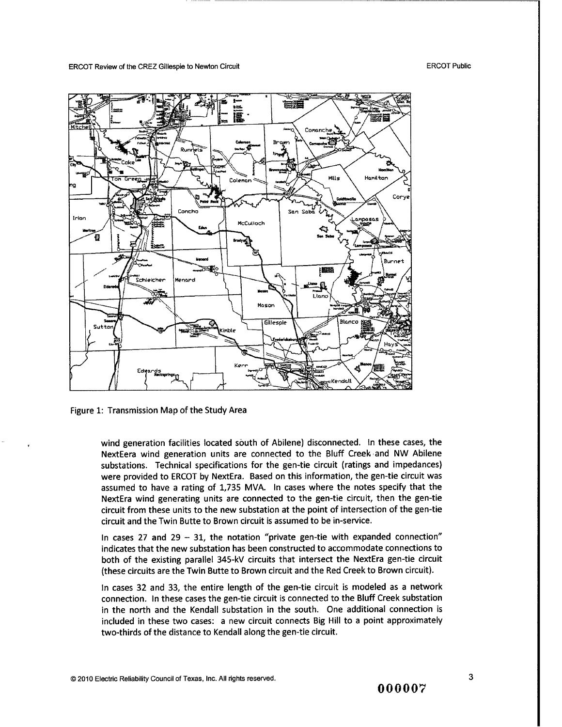Figure 1: Transmission Map of the Study Area

wind generation facilities located south of Abilene) disconnected. In these cases, the NextEera wind generation units are connected to the Bluff Creek and NW Abilene substations. Technical specifications for the gen-tie circuit (ratings and impedances) were provided to ERCOT by NextEra. Based on this information, the gen-tie circuit was assumed to have a rating of 1,735 MVA. In cases where the notes specify that the NextEra wind generating units are connected to the gen-tie circuit, then the gen-tie circuit from these units to the new substation at the point of intersection of the gen-tie circuit and the Twin Butte to Brown circuit is assumed to be in-service.

In cases 27 and 29 – 31, the notation "private gen-tie with expanded connection" indicates that the new substation has been constructed to accommodate connections to both of the existing parallel 345-kV circuits that intersect the NextEra gen-tie circuit (these circuits are the Twin Butte to Brown circuit and the Red Creek to Brown circuit).

In cases 32 and 33, the entire length of the gen-tie circuit is modeled as a network connection. In these cases the gen-tie circuit is connected to the Bluff Creek substation in the north and the Kendall substation in the south. One additional connection is included in these two cases: a new circuit connects Big Hill to a point approximately two-thirds of the distance to Kendall along the gen-tie circuit.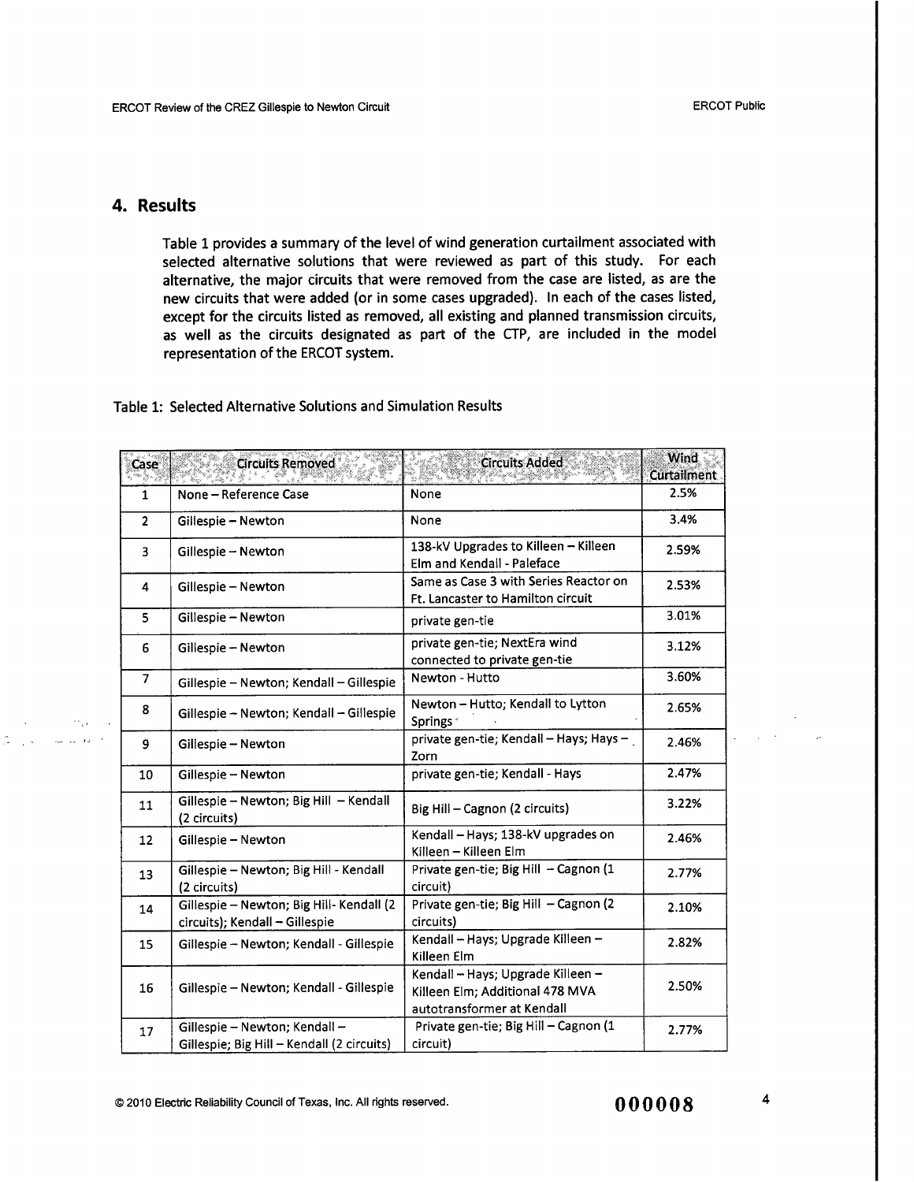## 4. Results

Table 1 provides a summary of the level of wind generation curtailment associated with selected alternative solutions that were reviewed as part of this study. For each alternative, the major circuits that were removed from the case are listed, as are the new circuits that were added (or in some cases upgraded). In each of the cases listed, except for the circuits listed as removed, all existing and planned transmission circuits, as well as the circuits designated as part of the CTP, are included in the model representation of the ERCOT system.

Table 1: Selected Alternative Solutions and Simulation Results

| Case | Circuits Removed | Circuits Added | Wind Curtailment |
|---|---|---|---|
| 1 | None – Reference Case | None | 2.5% |
| 2 | Gillespie – Newton | None | 3.4% |
| 3 | Gillespie – Newton | 138-kV Upgrades to Killeen – Killeen Elm and Kendall - Paleface | 2.59% |
| 4 | Gillespie – Newton | Same as Case 3 with Series Reactor on Ft. Lancaster to Hamilton circuit | 2.53% |
| 5 | Gillespie – Newton | private gen-tie | 3.01% |
| 6 | Gillespie – Newton | private gen-tie; NextEra wind connected to private gen-tie | 3.12% |
| 7 | Gillespie – Newton; Kendall – Gillespie | Newton - Hutto | 3.60% |
| 8 | Gillespie – Newton; Kendall – Gillespie | Newton – Hutto; Kendall to Lytton Springs | 2.65% |
| 9 | Gillespie – Newton | private gen-tie; Kendall – Hays; Hays – Zorn | 2.46% |
| 10 | Gillespie – Newton | private gen-tie; Kendall - Hays | 2.47% |
| 11 | Gillespie – Newton; Big Hill – Kendall (2 circuits) | Big Hill – Cagnon (2 circuits) | 3.22% |
| 12 | Gillespie – Newton | Kendall – Hays; 138-kV upgrades on Killeen – Killeen Elm | 2.46% |
| 13 | Gillespie – Newton; Big Hill - Kendall (2 circuits) | Private gen-tie; Big Hill – Cagnon (1 circuit) | 2.77% |
| 14 | Gillespie – Newton; Big Hill- Kendall (2 circuits); Kendall – Gillespie | Private gen-tie; Big Hill – Cagnon (2 circuits) | 2.10% |
| 15 | Gillespie – Newton; Kendall - Gillespie | Kendall – Hays; Upgrade Killeen – Killeen Elm | 2.82% |
| 16 | Gillespie – Newton; Kendall - Gillespie | Kendall – Hays; Upgrade Killeen – Killeen Elm; Additional 478 MVA autotransformer at Kendall | 2.50% |
| 17 | Gillespie – Newton; Kendall – Gillespie; Big Hill – Kendall (2 circuits) | Private gen-tie; Big Hill – Cagnon (1 circuit) | 2.77% |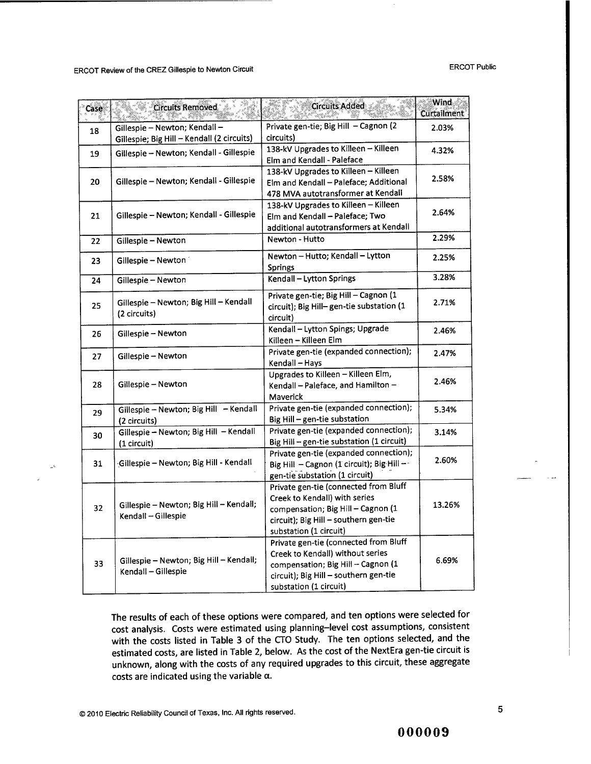| Case | Circuits Removed | Circuits Added | Wind Curtailment |
|---|---|---|---|
| 18 | Gillespie – Newton; Kendall – Gillespie; Big Hill – Kendall (2 circuits) | Private gen-tie; Big Hill – Cagnon (2 circuits) | 2.03% |
| 19 | Gillespie – Newton; Kendall - Gillespie | 138-kV Upgrades to Killeen – Killeen Elm and Kendall - Paleface | 4.32% |
| 20 | Gillespie – Newton; Kendall - Gillespie | 138-kV Upgrades to Killeen – Killeen Elm and Kendall – Paleface; Additional 478 MVA autotransformer at Kendall | 2.58% |
| 21 | Gillespie – Newton; Kendall - Gillespie | 138-kV Upgrades to Killeen – Killeen Elm and Kendall – Paleface; Two additional autotransformers at Kendall | 2.64% |
| 22 | Gillespie – Newton | Newton - Hutto | 2.29% |
| 23 | Gillespie – Newton | Newton – Hutto; Kendall – Lytton Springs | 2.25% |
| 24 | Gillespie – Newton | Kendall – Lytton Springs | 3.28% |
| 25 | Gillespie – Newton; Big Hill – Kendall (2 circuits) | Private gen-tie; Big Hill – Cagnon (1 circuit); Big Hill– gen-tie substation (1 circuit) | 2.71% |
| 26 | Gillespie – Newton | Kendall – Lytton Spings; Upgrade Killeen – Killeen Elm | 2.46% |
| 27 | Gillespie – Newton | Private gen-tie (expanded connection); Kendall – Hays | 2.47% |
| 28 | Gillespie – Newton | Upgrades to Killeen – Killeen Elm, Kendall – Paleface, and Hamilton – Maverick | 2.46% |
| 29 | Gillespie – Newton; Big Hill – Kendall (2 circuits) | Private gen-tie (expanded connection); Big Hill – gen-tie substation | 5.34% |
| 30 | Gillespie – Newton; Big Hill – Kendall (1 circuit) | Private gen-tie (expanded connection); Big Hill – gen-tie substation (1 circuit) | 3.14% |
| 31 | Gillespie – Newton; Big Hill - Kendall | Private gen-tie (expanded connection); Big Hill – Cagnon (1 circuit); Big Hill – gen-tie substation (1 circuit) | 2.60% |
| 32 | Gillespie – Newton; Big Hill – Kendall; Kendall – Gillespie | Private gen-tie (connected from Bluff Creek to Kendall) with series compensation; Big Hill – Cagnon (1 circuit); Big Hill – southern gen-tie substation (1 circuit) | 13.26% |
| 33 | Gillespie – Newton; Big Hill – Kendall; Kendall – Gillespie | Private gen-tie (connected from Bluff Creek to Kendall) without series compensation; Big Hill – Cagnon (1 circuit); Big Hill – southern gen-tie substation (1 circuit) | 6.69% |

The results of each of these options were compared, and ten options were selected for cost analysis. Costs were estimated using planning–level cost assumptions, consistent with the costs listed in Table 3 of the CTO Study. The ten options selected, and the estimated costs, are listed in Table 2, below. As the cost of the NextEra gen-tie circuit is unknown, along with the costs of any required upgrades to this circuit, these aggregate costs are indicated using the variable $\alpha$.

000009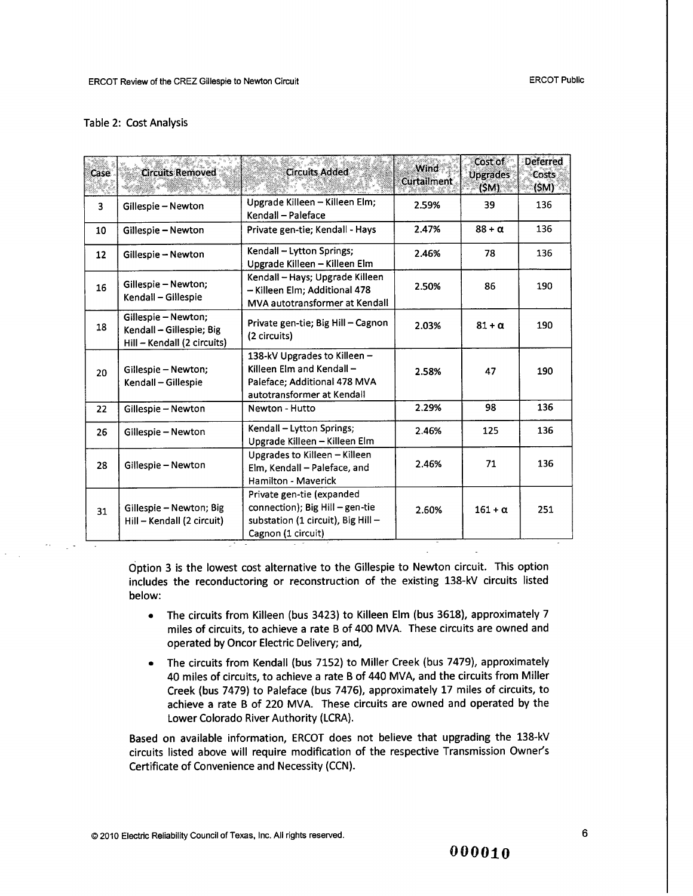Table 2: Cost Analysis

| Case | Circuits Removed | Circuits Added | Wind Curtailment | Cost of Upgrades ($M) | Deferred Costs ($M) |
|---|---|---|---|---|---|
| 3 | Gillespie – Newton | Upgrade Killeen – Killeen Elm; Kendall – Paleface | 2.59% | 39 | 136 |
| 10 | Gillespie – Newton | Private gen-tie; Kendall - Hays | 2.47% | 88 + $\alpha$ | 136 |
| 12 | Gillespie – Newton | Kendall – Lytton Springs; Upgrade Killeen – Killeen Elm | 2.46% | 78 | 136 |
| 16 | Gillespie – Newton; Kendall – Gillespie | Kendall – Hays; Upgrade Killeen – Killeen Elm; Additional 478 MVA autotransformer at Kendall | 2.50% | 86 | 190 |
| 18 | Gillespie – Newton; Kendall – Gillespie; Big Hill – Kendall (2 circuits) | Private gen-tie; Big Hill – Cagnon (2 circuits) | 2.03% | 81 + $\alpha$ | 190 |
| 20 | Gillespie – Newton; Kendall – Gillespie | 138-kV Upgrades to Killeen – Killeen Elm and Kendall – Paleface; Additional 478 MVA autotransformer at Kendall | 2.58% | 47 | 190 |
| 22 | Gillespie – Newton | Newton - Hutto | 2.29% | 98 | 136 |
| 26 | Gillespie – Newton | Kendall – Lytton Springs; Upgrade Killeen – Killeen Elm | 2.46% | 125 | 136 |
| 28 | Gillespie – Newton | Upgrades to Killeen – Killeen Elm, Kendall – Paleface, and Hamilton - Maverick | 2.46% | 71 | 136 |
| 31 | Gillespie – Newton; Big Hill – Kendall (2 circuit) | Private gen-tie (expanded connection); Big Hill – gen-tie substation (1 circuit), Big Hill – Cagnon (1 circuit) | 2.60% | 161 + $\alpha$ | 251 |

Option 3 is the lowest cost alternative to the Gillespie to Newton circuit. This option includes the reconductoring or reconstruction of the existing 138-kV circuits listed below:

- The circuits from Killeen (bus 3423) to Killeen Elm (bus 3618), approximately 7 miles of circuits, to achieve a rate B of 400 MVA. These circuits are owned and operated by Oncor Electric Delivery; and,
- The circuits from Kendall (bus 7152) to Miller Creek (bus 7479), approximately 40 miles of circuits, to achieve a rate B of 440 MVA, and the circuits from Miller Creek (bus 7479) to Paleface (bus 7476), approximately 17 miles of circuits, to achieve a rate B of 220 MVA. These circuits are owned and operated by the Lower Colorado River Authority (LCRA).

Based on available information, ERCOT does not believe that upgrading the 138-kV circuits listed above will require modification of the respective Transmission Owner's Certificate of Convenience and Necessity (CCN).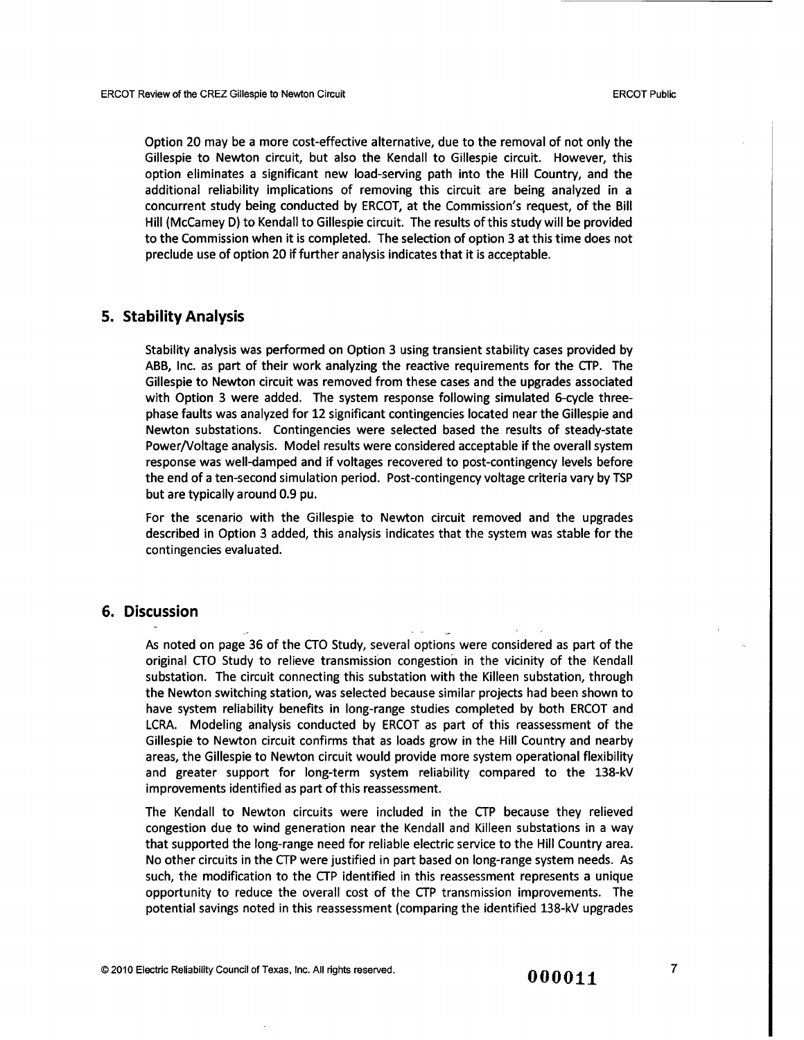Option 20 may be a more cost-effective alternative, due to the removal of not only the Gillespie to Newton circuit, but also the Kendall to Gillespie circuit. However, this option eliminates a significant new load-serving path into the Hill Country, and the additional reliability implications of removing this circuit are being analyzed in a concurrent study being conducted by ERCOT, at the Commission's request, of the Bill Hill (McCamey D) to Kendall to Gillespie circuit. The results of this study will be provided to the Commission when it is completed. The selection of option 3 at this time does not preclude use of option 20 if further analysis indicates that it is acceptable.

## 5. Stability Analysis

Stability analysis was performed on Option 3 using transient stability cases provided by ABB, Inc. as part of their work analyzing the reactive requirements for the CTP. The Gillespie to Newton circuit was removed from these cases and the upgrades associated with Option 3 were added. The system response following simulated 6-cycle three-phase faults was analyzed for 12 significant contingencies located near the Gillespie and Newton substations. Contingencies were selected based the results of steady-state Power/Voltage analysis. Model results were considered acceptable if the overall system response was well-damped and if voltages recovered to post-contingency levels before the end of a ten-second simulation period. Post-contingency voltage criteria vary by TSP but are typically around 0.9 pu.

For the scenario with the Gillespie to Newton circuit removed and the upgrades described in Option 3 added, this analysis indicates that the system was stable for the contingencies evaluated.

## 6. Discussion

As noted on page 36 of the CTO Study, several options were considered as part of the original CTO Study to relieve transmission congestion in the vicinity of the Kendall substation. The circuit connecting this substation with the Killeen substation, through the Newton switching station, was selected because similar projects had been shown to have system reliability benefits in long-range studies completed by both ERCOT and LCRA. Modeling analysis conducted by ERCOT as part of this reassessment of the Gillespie to Newton circuit confirms that as loads grow in the Hill Country and nearby areas, the Gillespie to Newton circuit would provide more system operational flexibility and greater support for long-term system reliability compared to the 138-kV improvements identified as part of this reassessment.

The Kendall to Newton circuits were included in the CTP because they relieved congestion due to wind generation near the Kendall and Killeen substations in a way that supported the long-range need for reliable electric service to the Hill Country area. No other circuits in the CTP were justified in part based on long-range system needs. As such, the modification to the CTP identified in this reassessment represents a unique opportunity to reduce the overall cost of the CTP transmission improvements. The potential savings noted in this reassessment (comparing the identified 138-kV upgrades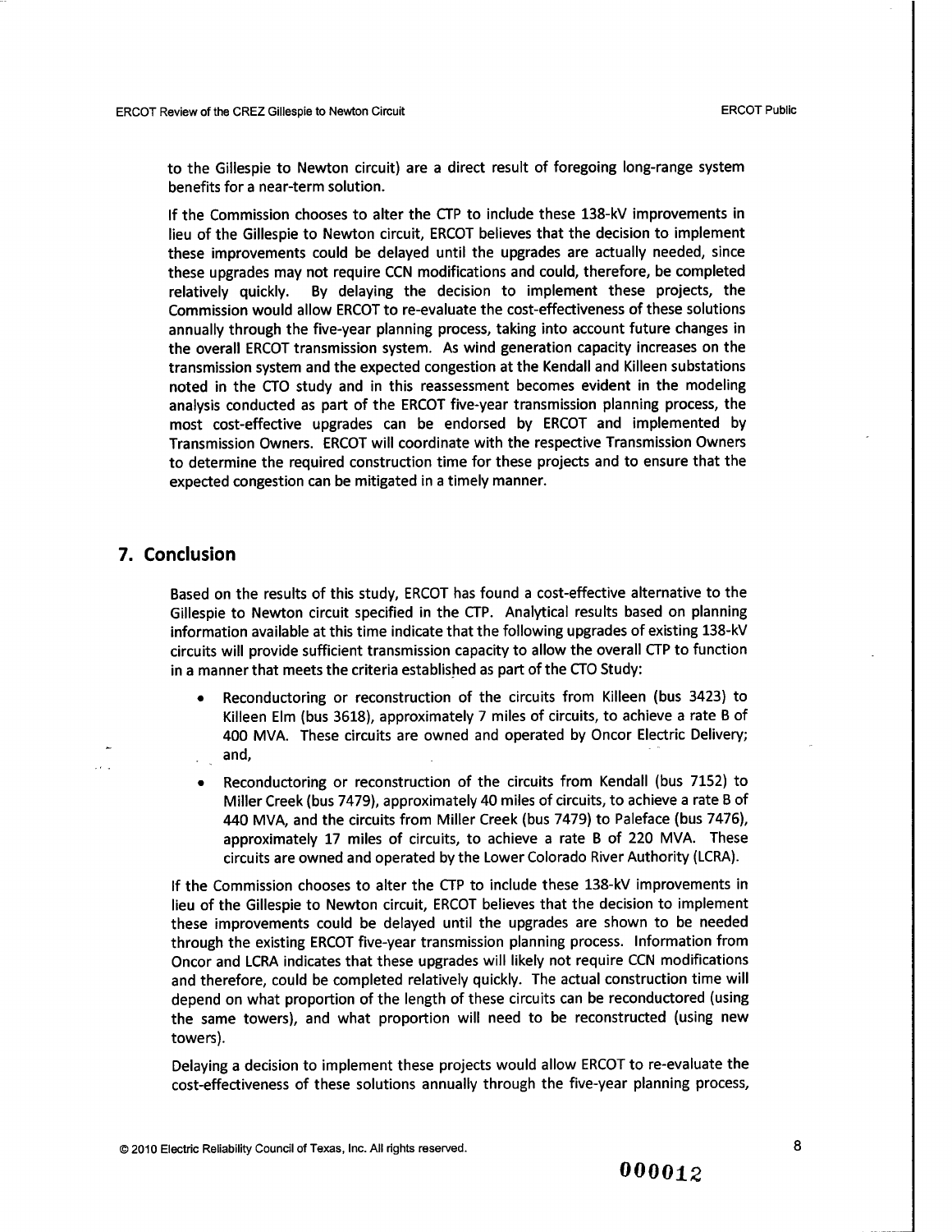to the Gillespie to Newton circuit) are a direct result of foregoing long-range system benefits for a near-term solution.

If the Commission chooses to alter the CTP to include these 138-kV improvements in lieu of the Gillespie to Newton circuit, ERCOT believes that the decision to implement these improvements could be delayed until the upgrades are actually needed, since these upgrades may not require CCN modifications and could, therefore, be completed relatively quickly. By delaying the decision to implement these projects, the Commission would allow ERCOT to re-evaluate the cost-effectiveness of these solutions annually through the five-year planning process, taking into account future changes in the overall ERCOT transmission system. As wind generation capacity increases on the transmission system and the expected congestion at the Kendall and Killeen substations noted in the CTO study and in this reassessment becomes evident in the modeling analysis conducted as part of the ERCOT five-year transmission planning process, the most cost-effective upgrades can be endorsed by ERCOT and implemented by Transmission Owners. ERCOT will coordinate with the respective Transmission Owners to determine the required construction time for these projects and to ensure that the expected congestion can be mitigated in a timely manner.

## 7. Conclusion

Based on the results of this study, ERCOT has found a cost-effective alternative to the Gillespie to Newton circuit specified in the CTP. Analytical results based on planning information available at this time indicate that the following upgrades of existing 138-kV circuits will provide sufficient transmission capacity to allow the overall CTP to function in a manner that meets the criteria established as part of the CTO Study:

- Reconductoring or reconstruction of the circuits from Killeen (bus 3423) to Killeen Elm (bus 3618), approximately 7 miles of circuits, to achieve a rate B of 400 MVA. These circuits are owned and operated by Oncor Electric Delivery; and,
- Reconductoring or reconstruction of the circuits from Kendall (bus 7152) to Miller Creek (bus 7479), approximately 40 miles of circuits, to achieve a rate B of 440 MVA, and the circuits from Miller Creek (bus 7479) to Paleface (bus 7476), approximately 17 miles of circuits, to achieve a rate B of 220 MVA. These circuits are owned and operated by the Lower Colorado River Authority (LCRA).

If the Commission chooses to alter the CTP to include these 138-kV improvements in lieu of the Gillespie to Newton circuit, ERCOT believes that the decision to implement these improvements could be delayed until the upgrades are shown to be needed through the existing ERCOT five-year transmission planning process. Information from Oncor and LCRA indicates that these upgrades will likely not require CCN modifications and therefore, could be completed relatively quickly. The actual construction time will depend on what proportion of the length of these circuits can be reconductored (using the same towers), and what proportion will need to be reconstructed (using new towers).

Delaying a decision to implement these projects would allow ERCOT to re-evaluate the cost-effectiveness of these solutions annually through the five-year planning process,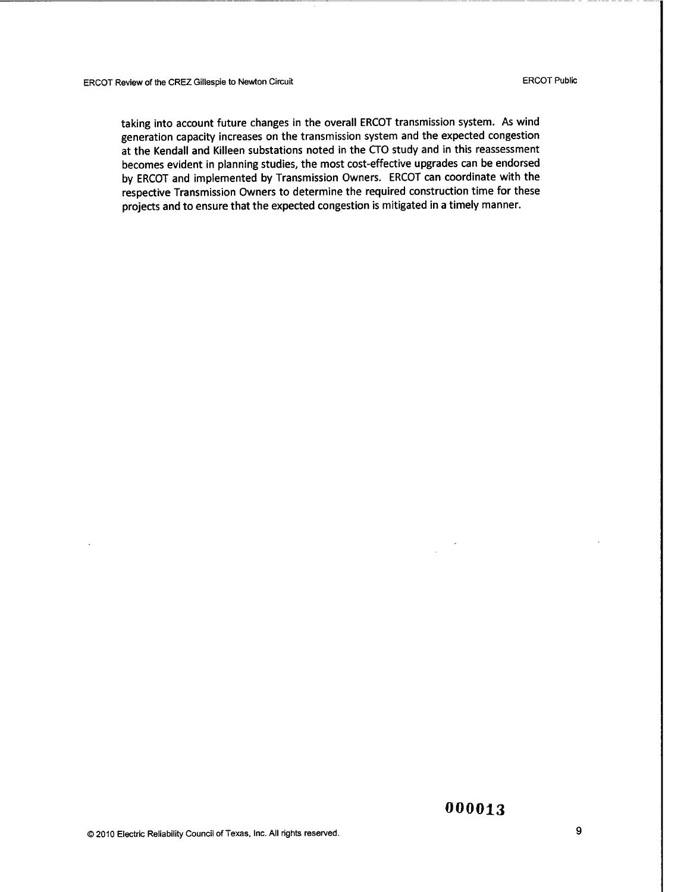taking into account future changes in the overall ERCOT transmission system. As wind generation capacity increases on the transmission system and the expected congestion at the Kendall and Killeen substations noted in the CTO study and in this reassessment becomes evident in planning studies, the most cost-effective upgrades can be endorsed by ERCOT and implemented by Transmission Owners. ERCOT can coordinate with the respective Transmission Owners to determine the required construction time for these projects and to ensure that the expected congestion is mitigated in a timely manner.